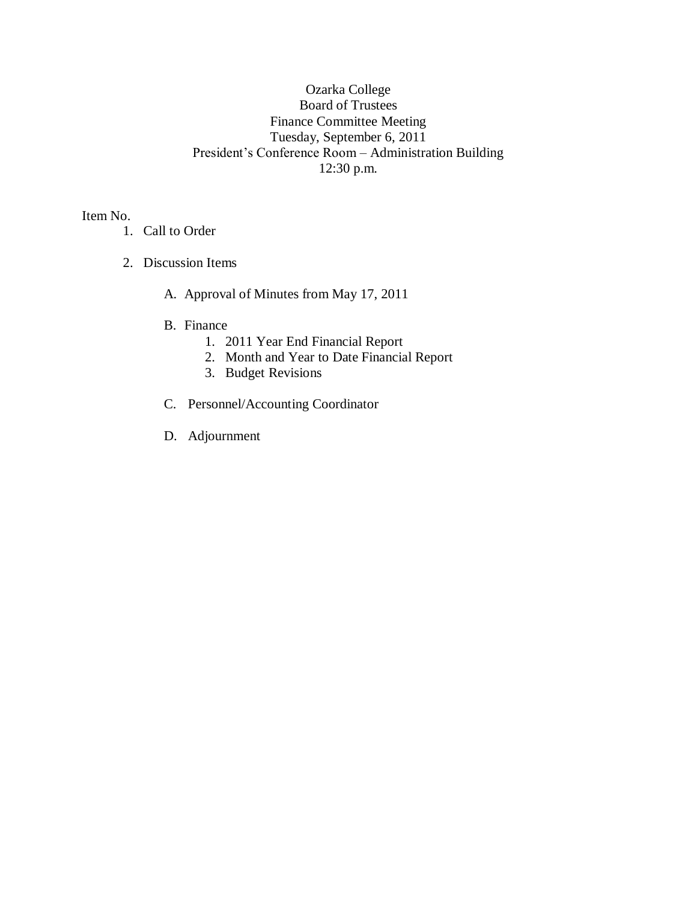# Ozarka College
## Board of Trustees
## Finance Committee Meeting

Tuesday, September 6, 2011
President's Conference Room – Administration Building
12:30 p.m.

Item No.

1. Call to Order

2. Discussion Items

   A. Approval of Minutes from May 17, 2011

   B. Finance
      1. 2011 Year End Financial Report
      2. Month and Year to Date Financial Report
      3. Budget Revisions

   C. Personnel/Accounting Coordinator

   D. Adjournment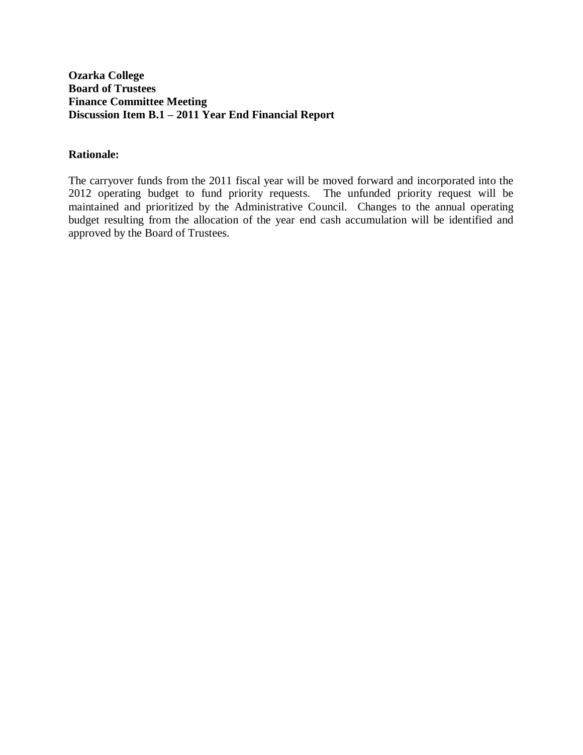**Ozarka College**
**Board of Trustees**
**Finance Committee Meeting**
**Discussion Item B.1 – 2011 Year End Financial Report**

**Rationale:**

The carryover funds from the 2011 fiscal year will be moved forward and incorporated into the 2012 operating budget to fund priority requests. The unfunded priority request will be maintained and prioritized by the Administrative Council. Changes to the annual operating budget resulting from the allocation of the year end cash accumulation will be identified and approved by the Board of Trustees.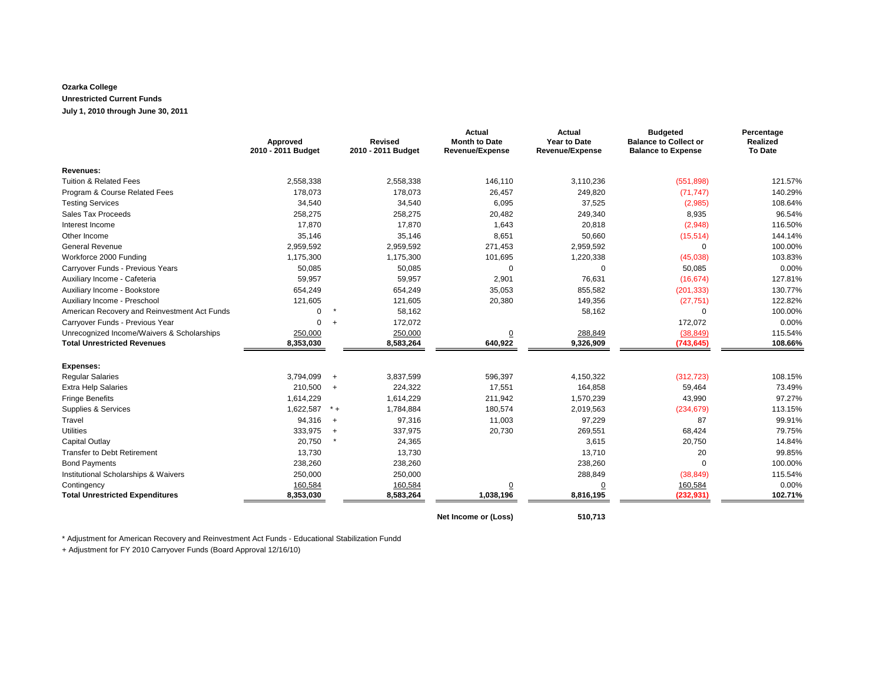**Ozarka College**

**Unrestricted Current Funds**

**July 1, 2010 through June 30, 2011**

| | Approved 2010 - 2011 Budget | | Revised 2010 - 2011 Budget | Actual Month to Date Revenue/Expense | Actual Year to Date Revenue/Expense | Budgeted Balance to Collect or Balance to Expense | Percentage Realized To Date |
|---|---|---|---|---|---|---|---|
| **Revenues:** | | | | | | | |
| Tuition & Related Fees | 2,558,338 | | 2,558,338 | 146,110 | 3,110,236 | (551,898) | 121.57% |
| Program & Course Related Fees | 178,073 | | 178,073 | 26,457 | 249,820 | (71,747) | 140.29% |
| Testing Services | 34,540 | | 34,540 | 6,095 | 37,525 | (2,985) | 108.64% |
| Sales Tax Proceeds | 258,275 | | 258,275 | 20,482 | 249,340 | 8,935 | 96.54% |
| Interest Income | 17,870 | | 17,870 | 1,643 | 20,818 | (2,948) | 116.50% |
| Other Income | 35,146 | | 35,146 | 8,651 | 50,660 | (15,514) | 144.14% |
| General Revenue | 2,959,592 | | 2,959,592 | 271,453 | 2,959,592 | 0 | 100.00% |
| Workforce 2000 Funding | 1,175,300 | | 1,175,300 | 101,695 | 1,220,338 | (45,038) | 103.83% |
| Carryover Funds - Previous Years | 50,085 | | 50,085 | 0 | 0 | 50,085 | 0.00% |
| Auxiliary Income - Cafeteria | 59,957 | | 59,957 | 2,901 | 76,631 | (16,674) | 127.81% |
| Auxiliary Income - Bookstore | 654,249 | | 654,249 | 35,053 | 855,582 | (201,333) | 130.77% |
| Auxiliary Income - Preschool | 121,605 | | 121,605 | 20,380 | 149,356 | (27,751) | 122.82% |
| American Recovery and Reinvestment Act Funds | 0 | * | 58,162 | | 58,162 | 0 | 100.00% |
| Carryover Funds - Previous Year | 0 | + | 172,072 | | | 172,072 | 0.00% |
| Unrecognized Income/Waivers & Scholarships | 250,000 | | 250,000 | 0 | 288,849 | (38,849) | 115.54% |
| **Total Unrestricted Revenues** | **8,353,030** | | **8,583,264** | **640,922** | **9,326,909** | **(743,645)** | **108.66%** |
| **Expenses:** | | | | | | | |
| Regular Salaries | 3,794,099 | + | 3,837,599 | 596,397 | 4,150,322 | (312,723) | 108.15% |
| Extra Help Salaries | 210,500 | + | 224,322 | 17,551 | 164,858 | 59,464 | 73.49% |
| Fringe Benefits | 1,614,229 | | 1,614,229 | 211,942 | 1,570,239 | 43,990 | 97.27% |
| Supplies & Services | 1,622,587 | * + | 1,784,884 | 180,574 | 2,019,563 | (234,679) | 113.15% |
| Travel | 94,316 | + | 97,316 | 11,003 | 97,229 | 87 | 99.91% |
| Utilities | 333,975 | + | 337,975 | 20,730 | 269,551 | 68,424 | 79.75% |
| Capital Outlay | 20,750 | * | 24,365 | | 3,615 | 20,750 | 14.84% |
| Transfer to Debt Retirement | 13,730 | | 13,730 | | 13,710 | 20 | 99.85% |
| Bond Payments | 238,260 | | 238,260 | | 238,260 | 0 | 100.00% |
| Institutional Scholarships & Waivers | 250,000 | | 250,000 | | 288,849 | (38,849) | 115.54% |
| Contingency | 160,584 | | 160,584 | 0 | 0 | 160,584 | 0.00% |
| **Total Unrestricted Expenditures** | **8,353,030** | | **8,583,264** | **1,038,196** | **8,816,195** | **(232,931)** | **102.71%** |
| | | | | **Net Income or (Loss)** | **510,713** | | |

\* Adjustment for American Recovery and Reinvestment Act Funds - Educational Stabilization Fundd

\+ Adjustment for FY 2010 Carryover Funds (Board Approval 12/16/10)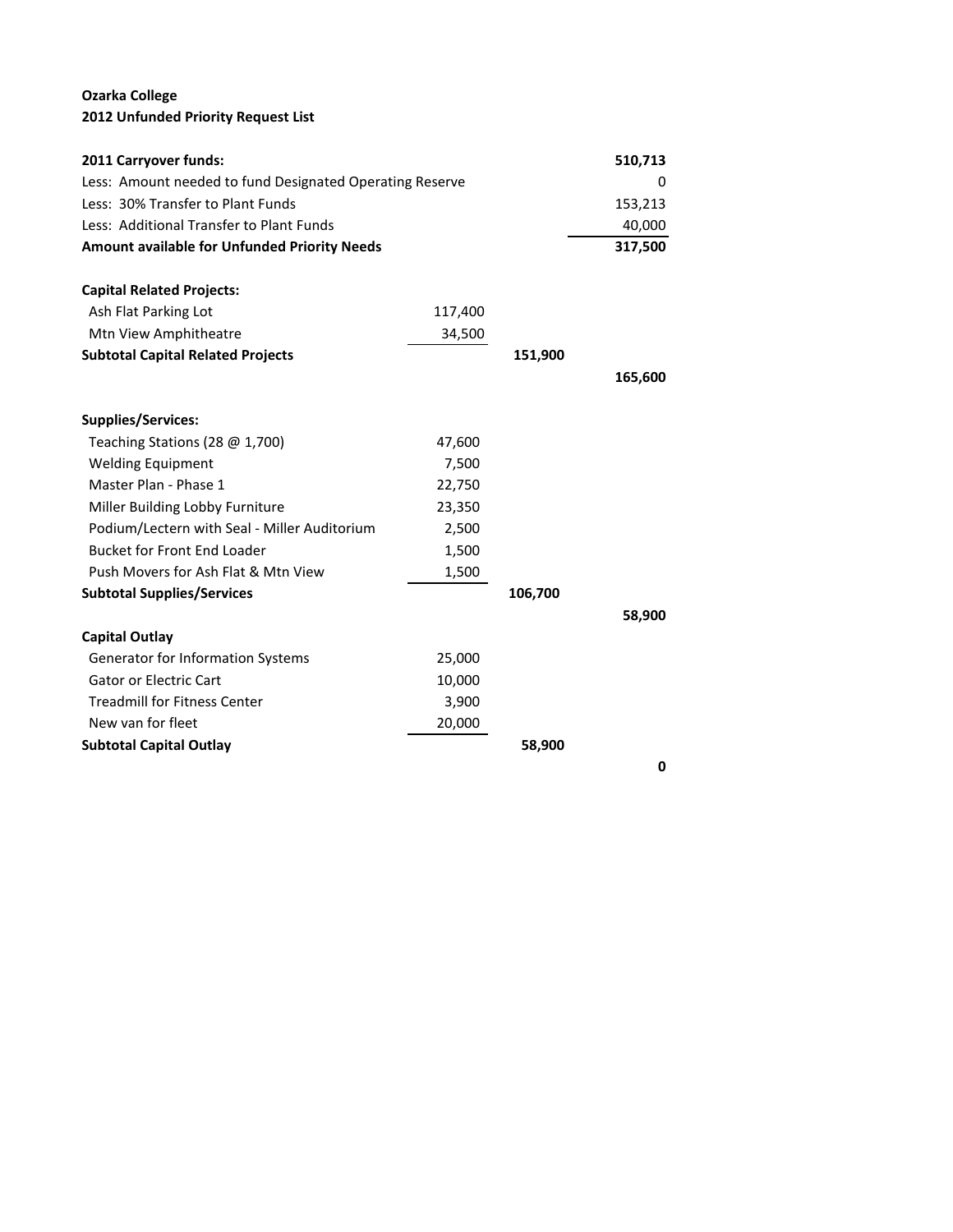**Ozarka College**
**2012 Unfunded Priority Request List**

| | | | |
|---|---|---|---|
| **2011 Carryover funds:** | | | **510,713** |
| Less: Amount needed to fund Designated Operating Reserve | | | 0 |
| Less: 30% Transfer to Plant Funds | | | 153,213 |
| Less: Additional Transfer to Plant Funds | | | 40,000 |
| **Amount available for Unfunded Priority Needs** | | | **317,500** |
| | | | |
| **Capital Related Projects:** | | | |
| Ash Flat Parking Lot | 117,400 | | |
| Mtn View Amphitheatre | 34,500 | | |
| **Subtotal Capital Related Projects** | | **151,900** | |
| | | | **165,600** |
| | | | |
| **Supplies/Services:** | | | |
| Teaching Stations (28 @ 1,700) | 47,600 | | |
| Welding Equipment | 7,500 | | |
| Master Plan - Phase 1 | 22,750 | | |
| Miller Building Lobby Furniture | 23,350 | | |
| Podium/Lectern with Seal - Miller Auditorium | 2,500 | | |
| Bucket for Front End Loader | 1,500 | | |
| Push Movers for Ash Flat & Mtn View | 1,500 | | |
| **Subtotal Supplies/Services** | | **106,700** | |
| | | | **58,900** |
| **Capital Outlay** | | | |
| Generator for Information Systems | 25,000 | | |
| Gator or Electric Cart | 10,000 | | |
| Treadmill for Fitness Center | 3,900 | | |
| New van for fleet | 20,000 | | |
| **Subtotal Capital Outlay** | | **58,900** | |
| | | | **0** |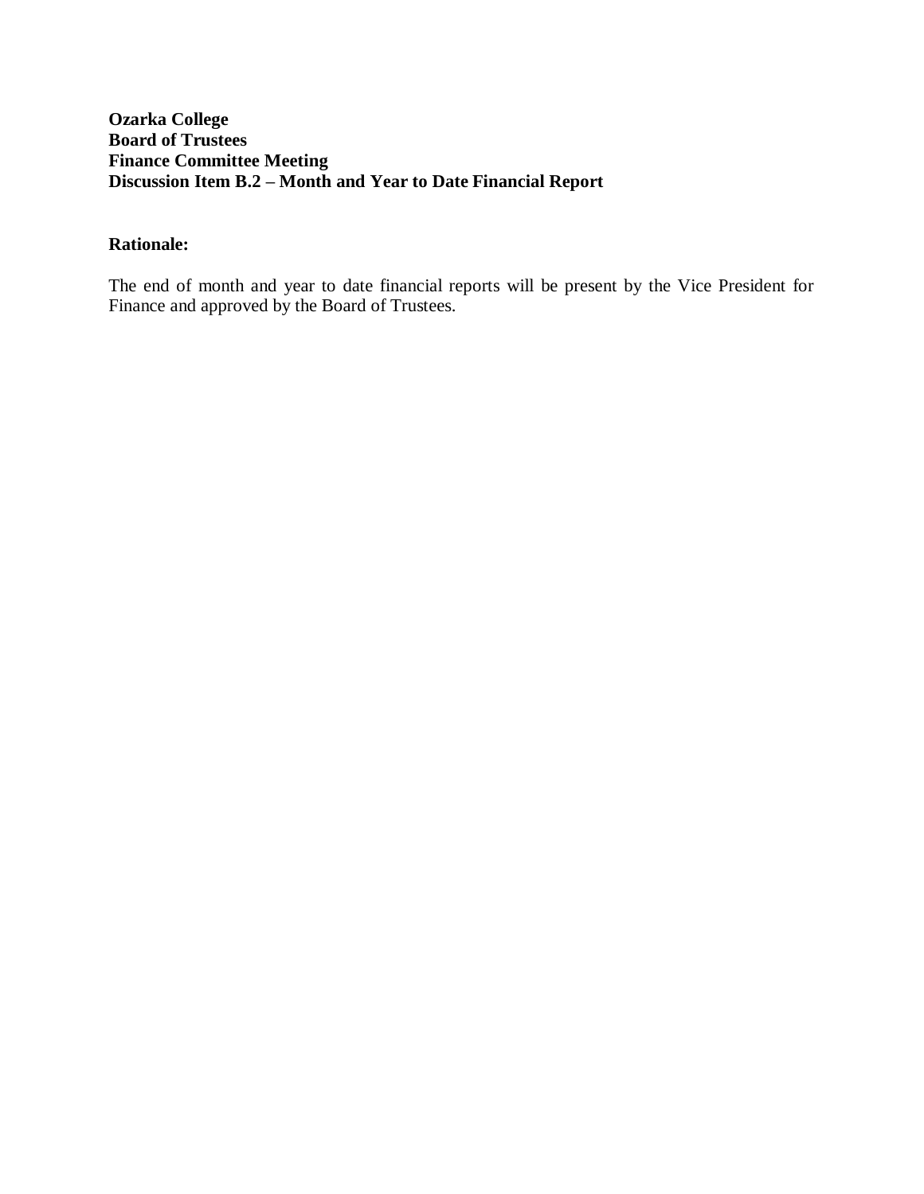**Ozarka College**
**Board of Trustees**
**Finance Committee Meeting**
**Discussion Item B.2 – Month and Year to Date Financial Report**

**Rationale:**

The end of month and year to date financial reports will be present by the Vice President for Finance and approved by the Board of Trustees.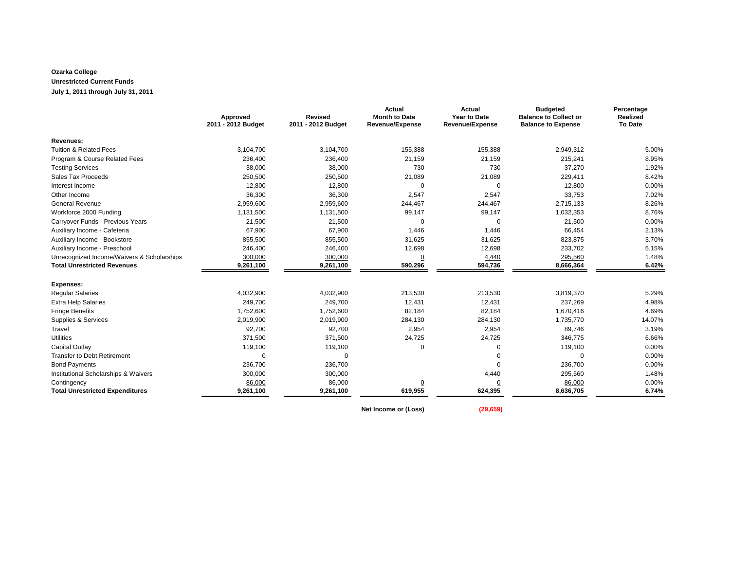**Ozarka College**

**Unrestricted Current Funds**

**July 1, 2011 through July 31, 2011**

| | Approved 2011 - 2012 Budget | Revised 2011 - 2012 Budget | Actual Month to Date Revenue/Expense | Actual Year to Date Revenue/Expense | Budgeted Balance to Collect or Balance to Expense | Percentage Realized To Date |
|---|---|---|---|---|---|---|
| **Revenues:** | | | | | | |
| Tuition & Related Fees | 3,104,700 | 3,104,700 | 155,388 | 155,388 | 2,949,312 | 5.00% |
| Program & Course Related Fees | 236,400 | 236,400 | 21,159 | 21,159 | 215,241 | 8.95% |
| Testing Services | 38,000 | 38,000 | 730 | 730 | 37,270 | 1.92% |
| Sales Tax Proceeds | 250,500 | 250,500 | 21,089 | 21,089 | 229,411 | 8.42% |
| Interest Income | 12,800 | 12,800 | 0 | 0 | 12,800 | 0.00% |
| Other Income | 36,300 | 36,300 | 2,547 | 2,547 | 33,753 | 7.02% |
| General Revenue | 2,959,600 | 2,959,600 | 244,467 | 244,467 | 2,715,133 | 8.26% |
| Workforce 2000 Funding | 1,131,500 | 1,131,500 | 99,147 | 99,147 | 1,032,353 | 8.76% |
| Carryover Funds - Previous Years | 21,500 | 21,500 | 0 | 0 | 21,500 | 0.00% |
| Auxiliary Income - Cafeteria | 67,900 | 67,900 | 1,446 | 1,446 | 66,454 | 2.13% |
| Auxiliary Income - Bookstore | 855,500 | 855,500 | 31,625 | 31,625 | 823,875 | 3.70% |
| Auxiliary Income - Preschool | 246,400 | 246,400 | 12,698 | 12,698 | 233,702 | 5.15% |
| Unrecognized Income/Waivers & Scholarships | 300,000 | 300,000 | 0 | 4,440 | 295,560 | 1.48% |
| **Total Unrestricted Revenues** | **9,261,100** | **9,261,100** | **590,296** | **594,736** | **8,666,364** | **6.42%** |
| **Expenses:** | | | | | | |
| Regular Salaries | 4,032,900 | 4,032,900 | 213,530 | 213,530 | 3,819,370 | 5.29% |
| Extra Help Salaries | 249,700 | 249,700 | 12,431 | 12,431 | 237,269 | 4.98% |
| Fringe Benefits | 1,752,600 | 1,752,600 | 82,184 | 82,184 | 1,670,416 | 4.69% |
| Supplies & Services | 2,019,900 | 2,019,900 | 284,130 | 284,130 | 1,735,770 | 14.07% |
| Travel | 92,700 | 92,700 | 2,954 | 2,954 | 89,746 | 3.19% |
| Utilities | 371,500 | 371,500 | 24,725 | 24,725 | 346,775 | 6.66% |
| Capital Outlay | 119,100 | 119,100 | 0 | 0 | 119,100 | 0.00% |
| Transfer to Debt Retirement | 0 | 0 | | 0 | 0 | 0.00% |
| Bond Payments | 236,700 | 236,700 | | 0 | 236,700 | 0.00% |
| Institutional Scholarships & Waivers | 300,000 | 300,000 | | 4,440 | 295,560 | 1.48% |
| Contingency | 86,000 | 86,000 | 0 | 0 | 86,000 | 0.00% |
| **Total Unrestricted Expenditures** | **9,261,100** | **9,261,100** | **619,955** | **624,395** | **8,636,705** | **6.74%** |
| | | | **Net Income or (Loss)** | **(29,659)** | | |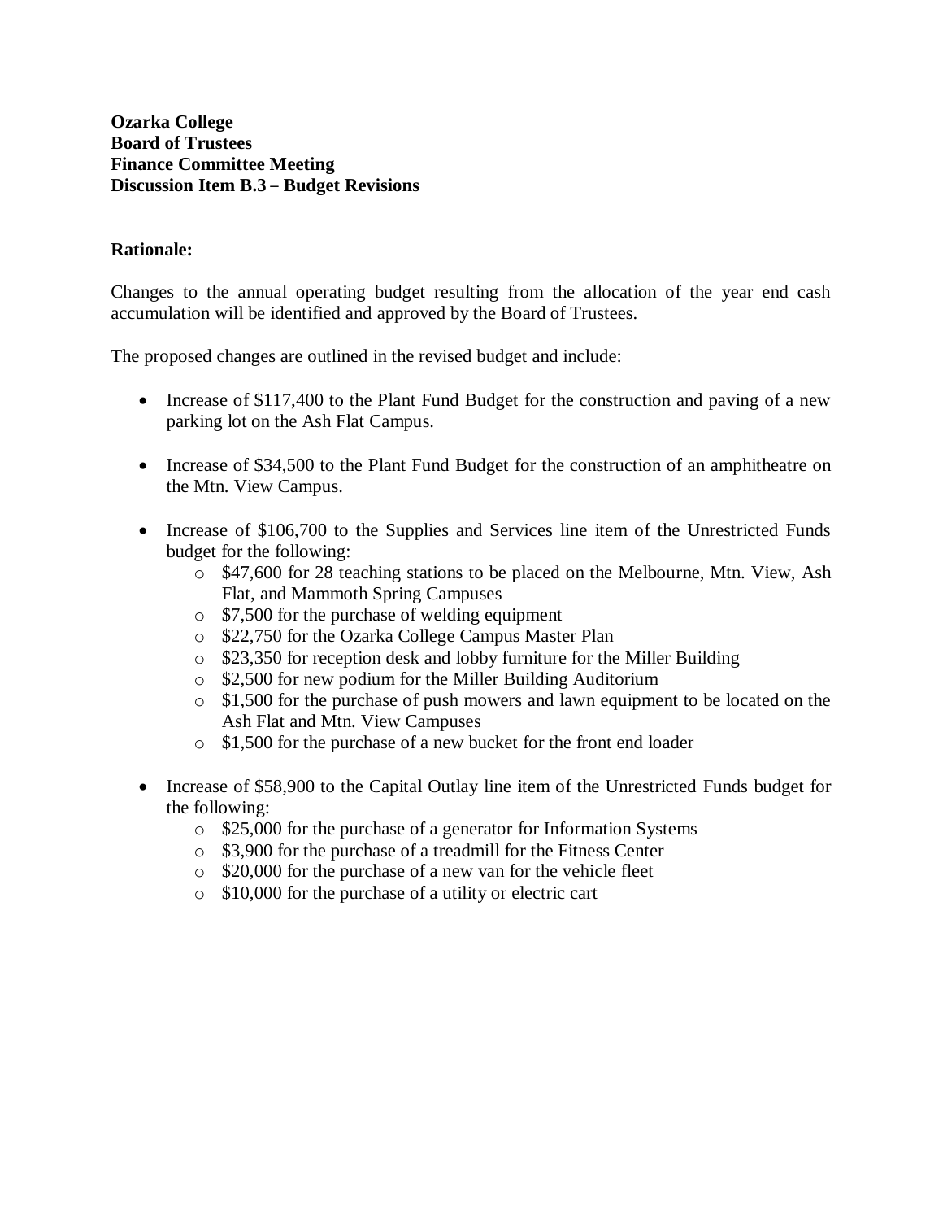**Ozarka College**
**Board of Trustees**
**Finance Committee Meeting**
**Discussion Item B.3 – Budget Revisions**

**Rationale:**

Changes to the annual operating budget resulting from the allocation of the year end cash accumulation will be identified and approved by the Board of Trustees.

The proposed changes are outlined in the revised budget and include:

- Increase of $117,400 to the Plant Fund Budget for the construction and paving of a new parking lot on the Ash Flat Campus.

- Increase of $34,500 to the Plant Fund Budget for the construction of an amphitheatre on the Mtn. View Campus.

- Increase of $106,700 to the Supplies and Services line item of the Unrestricted Funds budget for the following:
  - $47,600 for 28 teaching stations to be placed on the Melbourne, Mtn. View, Ash Flat, and Mammoth Spring Campuses
  - $7,500 for the purchase of welding equipment
  - $22,750 for the Ozarka College Campus Master Plan
  - $23,350 for reception desk and lobby furniture for the Miller Building
  - $2,500 for new podium for the Miller Building Auditorium
  - $1,500 for the purchase of push mowers and lawn equipment to be located on the Ash Flat and Mtn. View Campuses
  - $1,500 for the purchase of a new bucket for the front end loader

- Increase of $58,900 to the Capital Outlay line item of the Unrestricted Funds budget for the following:
  - $25,000 for the purchase of a generator for Information Systems
  - $3,900 for the purchase of a treadmill for the Fitness Center
  - $20,000 for the purchase of a new van for the vehicle fleet
  - $10,000 for the purchase of a utility or electric cart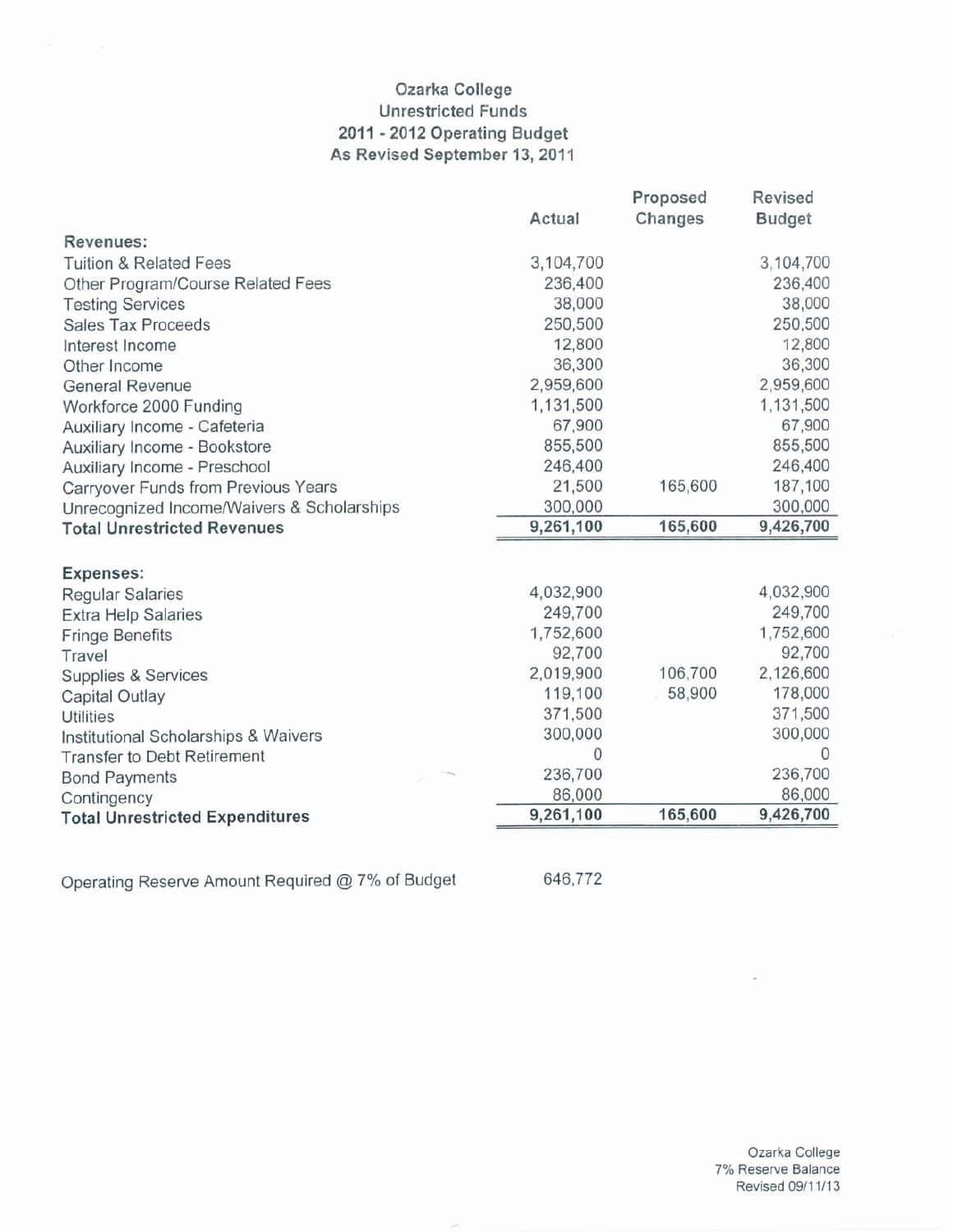# Ozarka College
## Unrestricted Funds
## 2011 - 2012 Operating Budget
## As Revised September 13, 2011

| | Actual | Proposed Changes | Revised Budget |
|---|---|---|---|
| **Revenues:** | | | |
| Tuition & Related Fees | 3,104,700 | | 3,104,700 |
| Other Program/Course Related Fees | 236,400 | | 236,400 |
| Testing Services | 38,000 | | 38,000 |
| Sales Tax Proceeds | 250,500 | | 250,500 |
| Interest Income | 12,800 | | 12,800 |
| Other Income | 36,300 | | 36,300 |
| General Revenue | 2,959,600 | | 2,959,600 |
| Workforce 2000 Funding | 1,131,500 | | 1,131,500 |
| Auxiliary Income - Cafeteria | 67,900 | | 67,900 |
| Auxiliary Income - Bookstore | 855,500 | | 855,500 |
| Auxiliary Income - Preschool | 246,400 | | 246,400 |
| Carryover Funds from Previous Years | 21,500 | 165,600 | 187,100 |
| Unrecognized Income/Waivers & Scholarships | 300,000 | | 300,000 |
| **Total Unrestricted Revenues** | **9,261,100** | **165,600** | **9,426,700** |
| | | | |
| **Expenses:** | | | |
| Regular Salaries | 4,032,900 | | 4,032,900 |
| Extra Help Salaries | 249,700 | | 249,700 |
| Fringe Benefits | 1,752,600 | | 1,752,600 |
| Travel | 92,700 | | 92,700 |
| Supplies & Services | 2,019,900 | 106,700 | 2,126,600 |
| Capital Outlay | 119,100 | 58,900 | 178,000 |
| Utilities | 371,500 | | 371,500 |
| Institutional Scholarships & Waivers | 300,000 | | 300,000 |
| Transfer to Debt Retirement | 0 | | 0 |
| Bond Payments | 236,700 | | 236,700 |
| Contingency | 86,000 | | 86,000 |
| **Total Unrestricted Expenditures** | **9,261,100** | **165,600** | **9,426,700** |

Operating Reserve Amount Required @ 7% of Budget 646,772

Ozarka College
7% Reserve Balance
Revised 09/11/13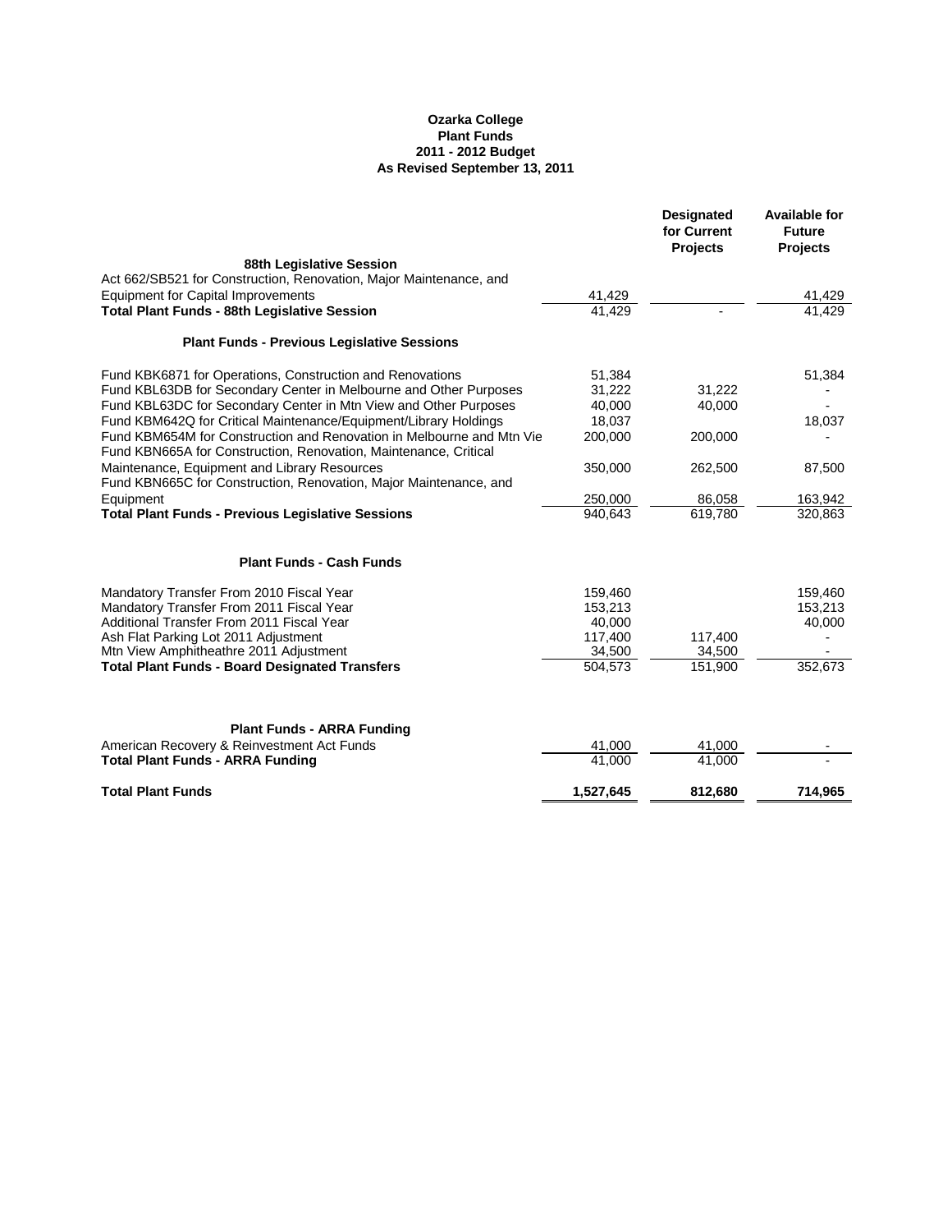**Ozarka College**
**Plant Funds**
**2011 - 2012 Budget**
**As Revised September 13, 2011**

| | | Designated for Current Projects | Available for Future Projects |
|---|---|---|---|
| **88th Legislative Session** | | | |
| Act 662/SB521 for Construction, Renovation, Major Maintenance, and Equipment for Capital Improvements | 41,429 | | 41,429 |
| **Total Plant Funds - 88th Legislative Session** | 41,429 | - | 41,429 |
| **Plant Funds - Previous Legislative Sessions** | | | |
| Fund KBK6871 for Operations, Construction and Renovations | 51,384 | | 51,384 |
| Fund KBL63DB for Secondary Center in Melbourne and Other Purposes | 31,222 | 31,222 | - |
| Fund KBL63DC for Secondary Center in Mtn View and Other Purposes | 40,000 | 40,000 | - |
| Fund KBM642Q for Critical Maintenance/Equipment/Library Holdings | 18,037 | | 18,037 |
| Fund KBM654M for Construction and Renovation in Melbourne and Mtn Vie | 200,000 | 200,000 | - |
| Fund KBN665A for Construction, Renovation, Maintenance, Critical Maintenance, Equipment and Library Resources | 350,000 | 262,500 | 87,500 |
| Fund KBN665C for Construction, Renovation, Major Maintenance, and Equipment | 250,000 | 86,058 | 163,942 |
| **Total Plant Funds - Previous Legislative Sessions** | 940,643 | 619,780 | 320,863 |
| **Plant Funds - Cash Funds** | | | |
| Mandatory Transfer From 2010 Fiscal Year | 159,460 | | 159,460 |
| Mandatory Transfer From 2011 Fiscal Year | 153,213 | | 153,213 |
| Additional Transfer From 2011 Fiscal Year | 40,000 | | 40,000 |
| Ash Flat Parking Lot 2011 Adjustment | 117,400 | 117,400 | - |
| Mtn View Amphitheatre 2011 Adjustment | 34,500 | 34,500 | - |
| **Total Plant Funds - Board Designated Transfers** | 504,573 | 151,900 | 352,673 |
| **Plant Funds - ARRA Funding** | | | |
| American Recovery & Reinvestment Act Funds | 41,000 | 41,000 | - |
| **Total Plant Funds - ARRA Funding** | 41,000 | 41,000 | - |
| **Total Plant Funds** | **1,527,645** | **812,680** | **714,965** |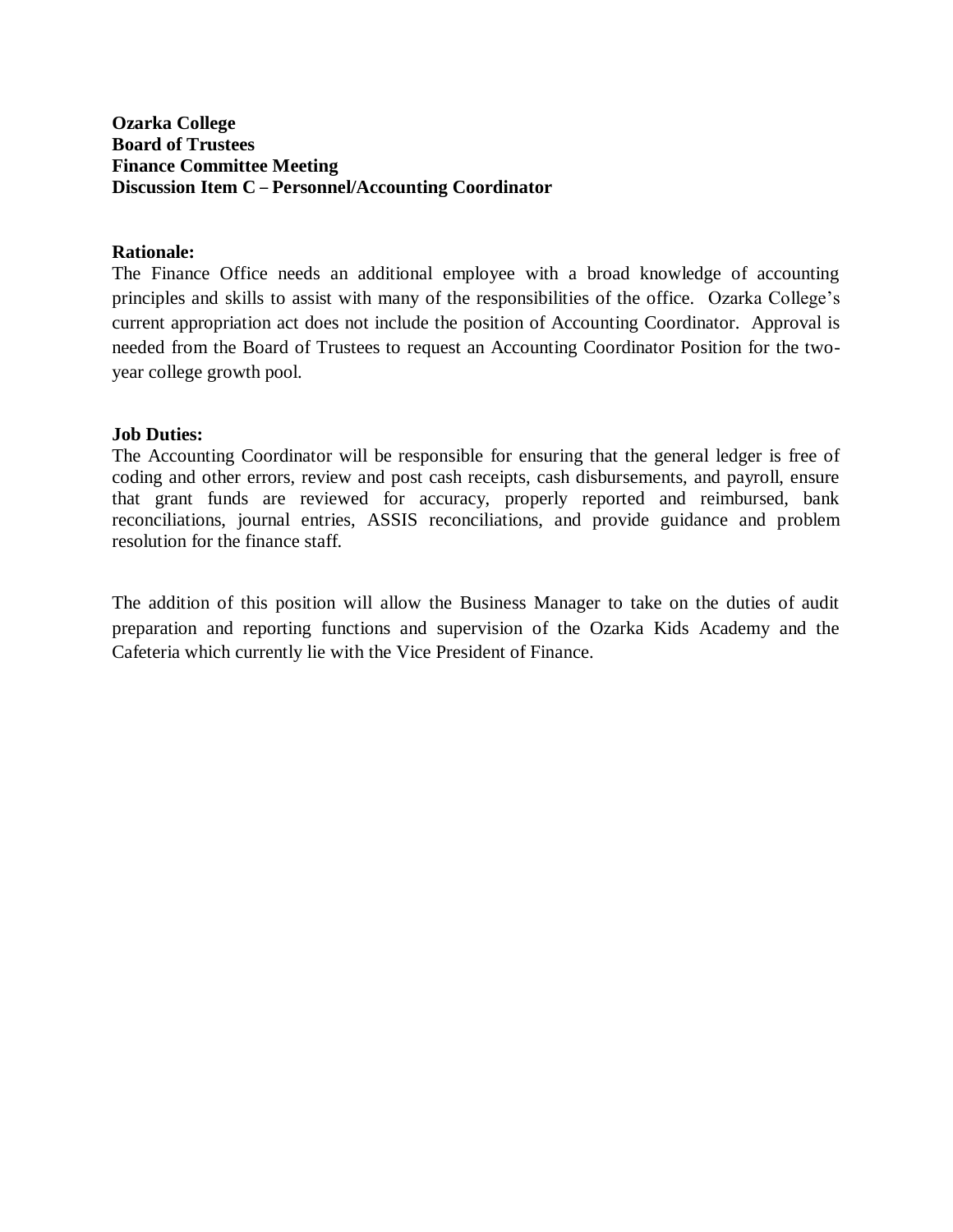**Ozarka College**
**Board of Trustees**
**Finance Committee Meeting**
**Discussion Item C – Personnel/Accounting Coordinator**

**Rationale:**
The Finance Office needs an additional employee with a broad knowledge of accounting principles and skills to assist with many of the responsibilities of the office. Ozarka College's current appropriation act does not include the position of Accounting Coordinator. Approval is needed from the Board of Trustees to request an Accounting Coordinator Position for the two-year college growth pool.

**Job Duties:**
The Accounting Coordinator will be responsible for ensuring that the general ledger is free of coding and other errors, review and post cash receipts, cash disbursements, and payroll, ensure that grant funds are reviewed for accuracy, properly reported and reimbursed, bank reconciliations, journal entries, ASSIS reconciliations, and provide guidance and problem resolution for the finance staff.

The addition of this position will allow the Business Manager to take on the duties of audit preparation and reporting functions and supervision of the Ozarka Kids Academy and the Cafeteria which currently lie with the Vice President of Finance.